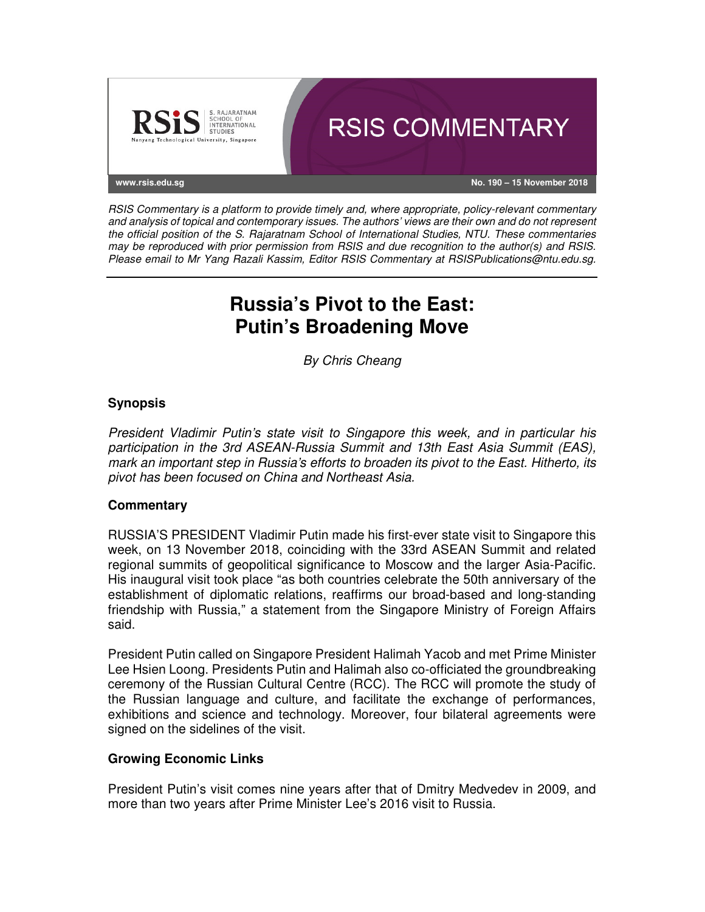RSIS COMMENTARY

www.rsis.edu.sg — No. 190 – 15 November 2018

*RSIS Commentary is a platform to provide timely and, where appropriate, policy-relevant commentary and analysis of topical and contemporary issues. The authors' views are their own and do not represent the official position of the S. Rajaratnam School of International Studies, NTU. These commentaries may be reproduced with prior permission from RSIS and due recognition to the author(s) and RSIS. Please email to Mr Yang Razali Kassim, Editor RSIS Commentary at RSISPublications@ntu.edu.sg.*

# Russia's Pivot to the East: Putin's Broadening Move

*By Chris Cheang*

## Synopsis

*President Vladimir Putin's state visit to Singapore this week, and in particular his participation in the 3rd ASEAN-Russia Summit and 13th East Asia Summit (EAS), mark an important step in Russia's efforts to broaden its pivot to the East. Hitherto, its pivot has been focused on China and Northeast Asia.*

## Commentary

RUSSIA'S PRESIDENT Vladimir Putin made his first-ever state visit to Singapore this week, on 13 November 2018, coinciding with the 33rd ASEAN Summit and related regional summits of geopolitical significance to Moscow and the larger Asia-Pacific. His inaugural visit took place "as both countries celebrate the 50th anniversary of the establishment of diplomatic relations, reaffirms our broad-based and long-standing friendship with Russia," a statement from the Singapore Ministry of Foreign Affairs said.

President Putin called on Singapore President Halimah Yacob and met Prime Minister Lee Hsien Loong. Presidents Putin and Halimah also co-officiated the groundbreaking ceremony of the Russian Cultural Centre (RCC). The RCC will promote the study of the Russian language and culture, and facilitate the exchange of performances, exhibitions and science and technology. Moreover, four bilateral agreements were signed on the sidelines of the visit.

### Growing Economic Links

President Putin's visit comes nine years after that of Dmitry Medvedev in 2009, and more than two years after Prime Minister Lee's 2016 visit to Russia.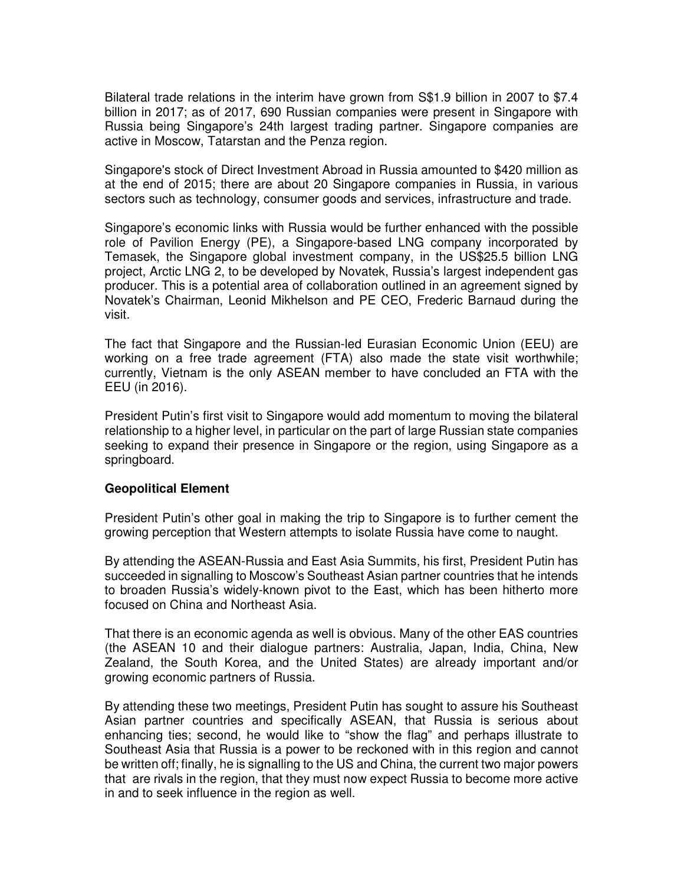Bilateral trade relations in the interim have grown from S$1.9 billion in 2007 to $7.4 billion in 2017; as of 2017, 690 Russian companies were present in Singapore with Russia being Singapore's 24th largest trading partner. Singapore companies are active in Moscow, Tatarstan and the Penza region.

Singapore's stock of Direct Investment Abroad in Russia amounted to $420 million as at the end of 2015; there are about 20 Singapore companies in Russia, in various sectors such as technology, consumer goods and services, infrastructure and trade.

Singapore's economic links with Russia would be further enhanced with the possible role of Pavilion Energy (PE), a Singapore-based LNG company incorporated by Temasek, the Singapore global investment company, in the US$25.5 billion LNG project, Arctic LNG 2, to be developed by Novatek, Russia's largest independent gas producer. This is a potential area of collaboration outlined in an agreement signed by Novatek's Chairman, Leonid Mikhelson and PE CEO, Frederic Barnaud during the visit.

The fact that Singapore and the Russian-led Eurasian Economic Union (EEU) are working on a free trade agreement (FTA) also made the state visit worthwhile; currently, Vietnam is the only ASEAN member to have concluded an FTA with the EEU (in 2016).

President Putin's first visit to Singapore would add momentum to moving the bilateral relationship to a higher level, in particular on the part of large Russian state companies seeking to expand their presence in Singapore or the region, using Singapore as a springboard.

**Geopolitical Element**

President Putin's other goal in making the trip to Singapore is to further cement the growing perception that Western attempts to isolate Russia have come to naught.

By attending the ASEAN-Russia and East Asia Summits, his first, President Putin has succeeded in signalling to Moscow's Southeast Asian partner countries that he intends to broaden Russia's widely-known pivot to the East, which has been hitherto more focused on China and Northeast Asia.

That there is an economic agenda as well is obvious. Many of the other EAS countries (the ASEAN 10 and their dialogue partners: Australia, Japan, India, China, New Zealand, the South Korea, and the United States) are already important and/or growing economic partners of Russia.

By attending these two meetings, President Putin has sought to assure his Southeast Asian partner countries and specifically ASEAN, that Russia is serious about enhancing ties; second, he would like to "show the flag" and perhaps illustrate to Southeast Asia that Russia is a power to be reckoned with in this region and cannot be written off; finally, he is signalling to the US and China, the current two major powers that are rivals in the region, that they must now expect Russia to become more active in and to seek influence in the region as well.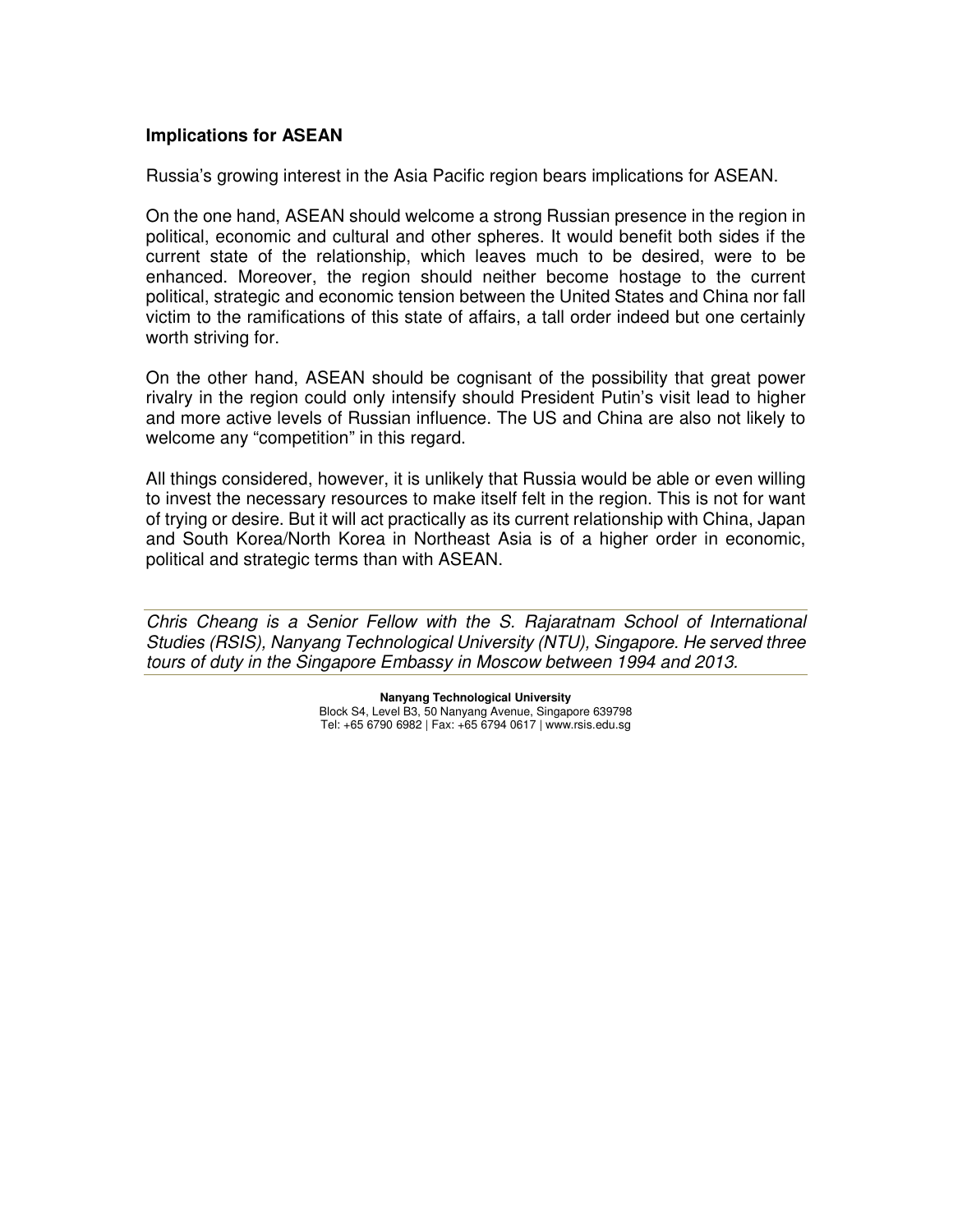### Implications for ASEAN

Russia's growing interest in the Asia Pacific region bears implications for ASEAN.

On the one hand, ASEAN should welcome a strong Russian presence in the region in political, economic and cultural and other spheres. It would benefit both sides if the current state of the relationship, which leaves much to be desired, were to be enhanced. Moreover, the region should neither become hostage to the current political, strategic and economic tension between the United States and China nor fall victim to the ramifications of this state of affairs, a tall order indeed but one certainly worth striving for.

On the other hand, ASEAN should be cognisant of the possibility that great power rivalry in the region could only intensify should President Putin's visit lead to higher and more active levels of Russian influence. The US and China are also not likely to welcome any "competition" in this regard.

All things considered, however, it is unlikely that Russia would be able or even willing to invest the necessary resources to make itself felt in the region. This is not for want of trying or desire. But it will act practically as its current relationship with China, Japan and South Korea/North Korea in Northeast Asia is of a higher order in economic, political and strategic terms than with ASEAN.

---

*Chris Cheang is a Senior Fellow with the S. Rajaratnam School of International Studies (RSIS), Nanyang Technological University (NTU), Singapore. He served three tours of duty in the Singapore Embassy in Moscow between 1994 and 2013.*

---

**Nanyang Technological University**
Block S4, Level B3, 50 Nanyang Avenue, Singapore 639798
Tel: +65 6790 6982 | Fax: +65 6794 0617 | www.rsis.edu.sg